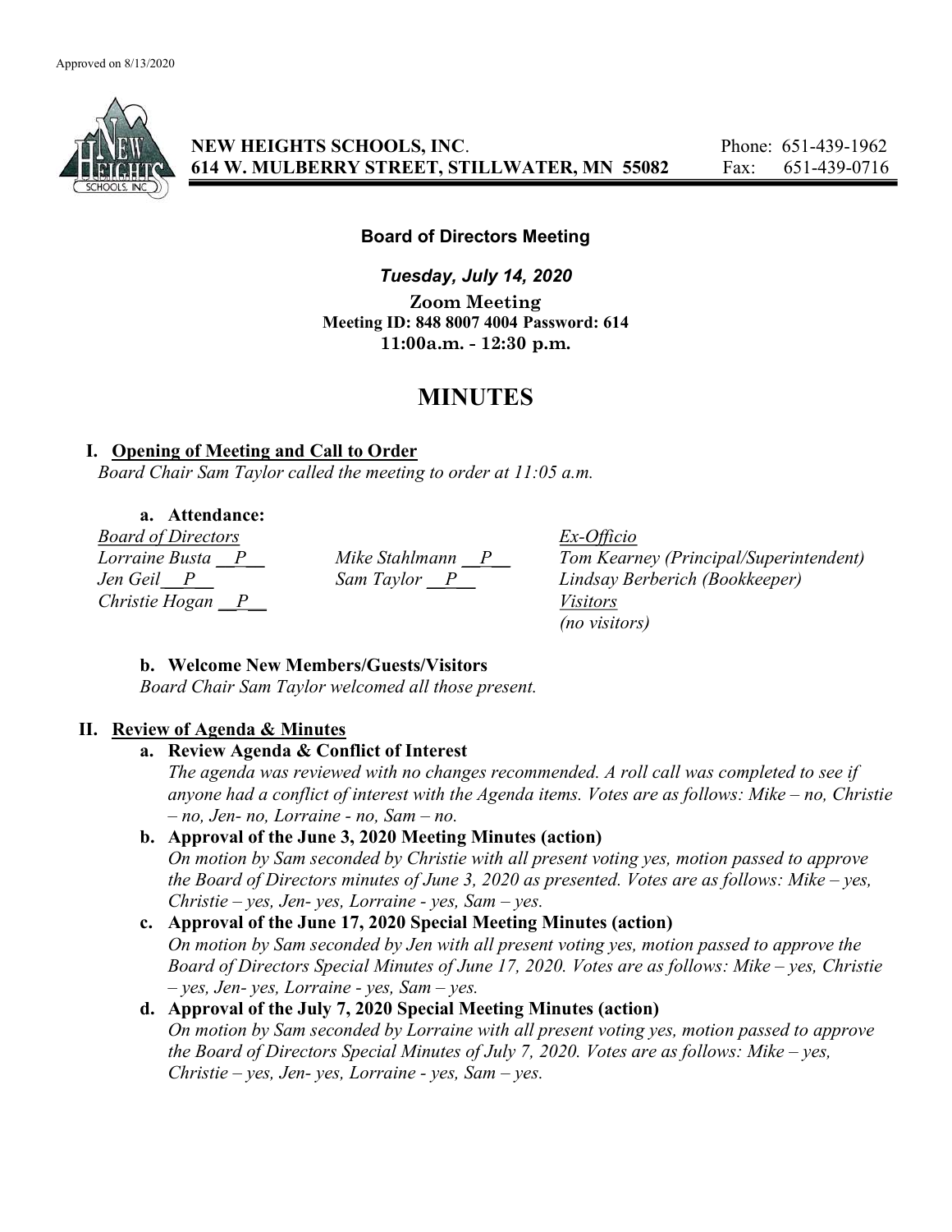Approved on 8/13/2020

**NEW HEIGHTS SCHOOLS, INC.** Phone: 651-439-1962
**614 W. MULBERRY STREET, STILLWATER, MN 55082** Fax: 651-439-0716

**Board of Directors Meeting**

***Tuesday, July 14, 2020***

**Zoom Meeting**
**Meeting ID: 848 8007 4004 Password: 614**
**11:00a.m. - 12:30 p.m.**

# MINUTES

## I. Opening of Meeting and Call to Order

*Board Chair Sam Taylor called the meeting to order at 11:05 a.m.*

### a. Attendance:

| *Board of Directors* | | *Ex-Officio* |
|---|---|---|
| *Lorraine Busta __P__* | *Mike Stahlmann __P__* | *Tom Kearney (Principal/Superintendent)* |
| *Jen Geil __P__* | *Sam Taylor __P__* | *Lindsay Berberich (Bookkeeper)* |
| *Christie Hogan __P__* | | *Visitors* |
| | | *(no visitors)* |

### b. Welcome New Members/Guests/Visitors

*Board Chair Sam Taylor welcomed all those present.*

## II. Review of Agenda & Minutes

### a. Review Agenda & Conflict of Interest

*The agenda was reviewed with no changes recommended. A roll call was completed to see if anyone had a conflict of interest with the Agenda items. Votes are as follows: Mike – no, Christie – no, Jen- no, Lorraine - no, Sam – no.*

### b. Approval of the June 3, 2020 Meeting Minutes (action)

*On motion by Sam seconded by Christie with all present voting yes, motion passed to approve the Board of Directors minutes of June 3, 2020 as presented. Votes are as follows: Mike – yes, Christie – yes, Jen- yes, Lorraine - yes, Sam – yes.*

### c. Approval of the June 17, 2020 Special Meeting Minutes (action)

*On motion by Sam seconded by Jen with all present voting yes, motion passed to approve the Board of Directors Special Minutes of June 17, 2020. Votes are as follows: Mike – yes, Christie – yes, Jen- yes, Lorraine - yes, Sam – yes.*

### d. Approval of the July 7, 2020 Special Meeting Minutes (action)

*On motion by Sam seconded by Lorraine with all present voting yes, motion passed to approve the Board of Directors Special Minutes of July 7, 2020. Votes are as follows: Mike – yes, Christie – yes, Jen- yes, Lorraine - yes, Sam – yes.*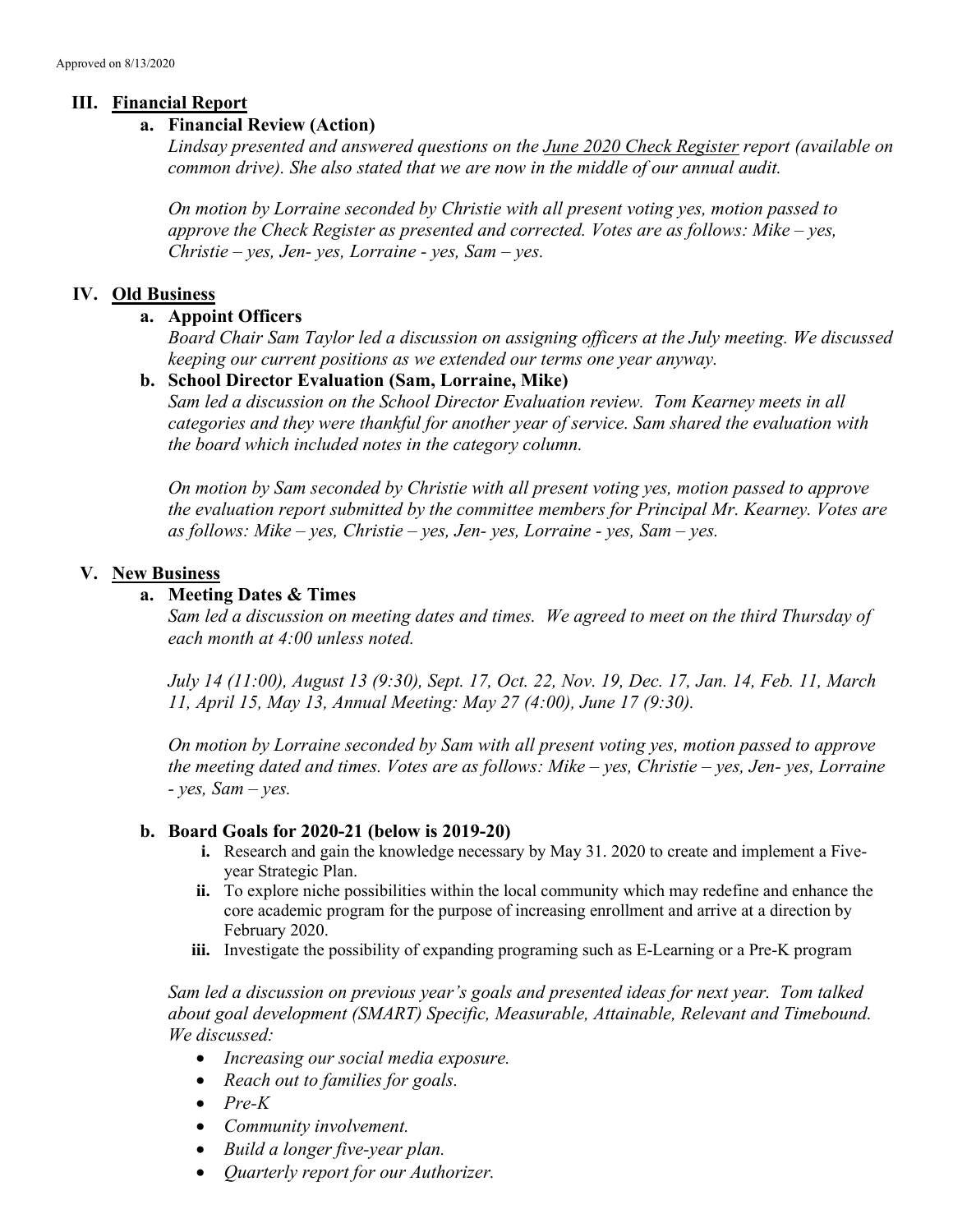Approved on 8/13/2020

## III. Financial Report

### a. Financial Review (Action)

*Lindsay presented and answered questions on the June 2020 Check Register report (available on common drive). She also stated that we are now in the middle of our annual audit.*

*On motion by Lorraine seconded by Christie with all present voting yes, motion passed to approve the Check Register as presented and corrected. Votes are as follows: Mike – yes, Christie – yes, Jen- yes, Lorraine - yes, Sam – yes.*

## IV. Old Business

### a. Appoint Officers

*Board Chair Sam Taylor led a discussion on assigning officers at the July meeting. We discussed keeping our current positions as we extended our terms one year anyway.*

### b. School Director Evaluation (Sam, Lorraine, Mike)

*Sam led a discussion on the School Director Evaluation review. Tom Kearney meets in all categories and they were thankful for another year of service. Sam shared the evaluation with the board which included notes in the category column.*

*On motion by Sam seconded by Christie with all present voting yes, motion passed to approve the evaluation report submitted by the committee members for Principal Mr. Kearney. Votes are as follows: Mike – yes, Christie – yes, Jen- yes, Lorraine - yes, Sam – yes.*

## V. New Business

### a. Meeting Dates & Times

*Sam led a discussion on meeting dates and times. We agreed to meet on the third Thursday of each month at 4:00 unless noted.*

*July 14 (11:00), August 13 (9:30), Sept. 17, Oct. 22, Nov. 19, Dec. 17, Jan. 14, Feb. 11, March 11, April 15, May 13, Annual Meeting: May 27 (4:00), June 17 (9:30).*

*On motion by Lorraine seconded by Sam with all present voting yes, motion passed to approve the meeting dated and times. Votes are as follows: Mike – yes, Christie – yes, Jen- yes, Lorraine - yes, Sam – yes.*

### b. Board Goals for 2020-21 (below is 2019-20)

i. Research and gain the knowledge necessary by May 31. 2020 to create and implement a Five-year Strategic Plan.

ii. To explore niche possibilities within the local community which may redefine and enhance the core academic program for the purpose of increasing enrollment and arrive at a direction by February 2020.

iii. Investigate the possibility of expanding programing such as E-Learning or a Pre-K program

*Sam led a discussion on previous year's goals and presented ideas for next year. Tom talked about goal development (SMART) Specific, Measurable, Attainable, Relevant and Timebound. We discussed:*

- *Increasing our social media exposure.*
- *Reach out to families for goals.*
- *Pre-K*
- *Community involvement.*
- *Build a longer five-year plan.*
- *Quarterly report for our Authorizer.*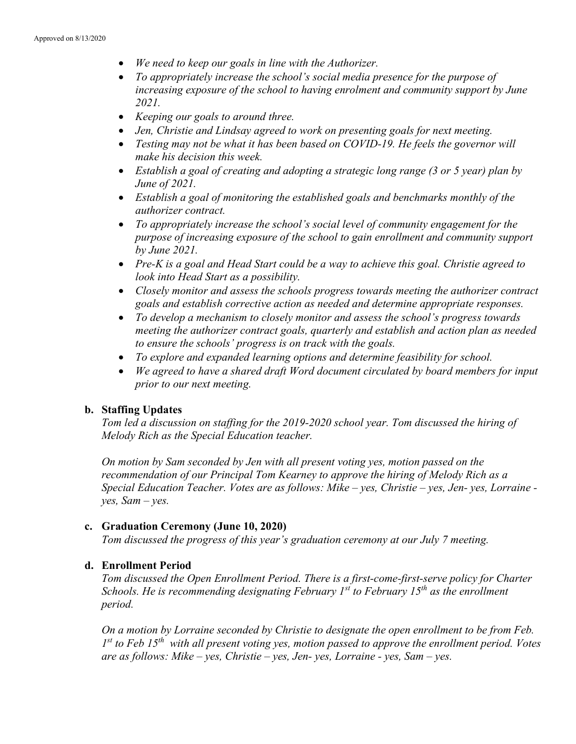- *We need to keep our goals in line with the Authorizer.*
- *To appropriately increase the school's social media presence for the purpose of increasing exposure of the school to having enrolment and community support by June 2021.*
- *Keeping our goals to around three.*
- *Jen, Christie and Lindsay agreed to work on presenting goals for next meeting.*
- *Testing may not be what it has been based on COVID-19. He feels the governor will make his decision this week.*
- *Establish a goal of creating and adopting a strategic long range (3 or 5 year) plan by June of 2021.*
- *Establish a goal of monitoring the established goals and benchmarks monthly of the authorizer contract.*
- *To appropriately increase the school's social level of community engagement for the purpose of increasing exposure of the school to gain enrollment and community support by June 2021.*
- *Pre-K is a goal and Head Start could be a way to achieve this goal. Christie agreed to look into Head Start as a possibility.*
- *Closely monitor and assess the schools progress towards meeting the authorizer contract goals and establish corrective action as needed and determine appropriate responses.*
- *To develop a mechanism to closely monitor and assess the school's progress towards meeting the authorizer contract goals, quarterly and establish and action plan as needed to ensure the schools' progress is on track with the goals.*
- *To explore and expanded learning options and determine feasibility for school.*
- *We agreed to have a shared draft Word document circulated by board members for input prior to our next meeting.*

**b. Staffing Updates**

*Tom led a discussion on staffing for the 2019-2020 school year. Tom discussed the hiring of Melody Rich as the Special Education teacher.*

*On motion by Sam seconded by Jen with all present voting yes, motion passed on the recommendation of our Principal Tom Kearney to approve the hiring of Melody Rich as a Special Education Teacher. Votes are as follows: Mike – yes, Christie – yes, Jen- yes, Lorraine - yes, Sam – yes.*

**c. Graduation Ceremony (June 10, 2020)**

*Tom discussed the progress of this year's graduation ceremony at our July 7 meeting.*

**d. Enrollment Period**

*Tom discussed the Open Enrollment Period. There is a first-come-first-serve policy for Charter Schools. He is recommending designating February 1st to February 15th as the enrollment period.*

*On a motion by Lorraine seconded by Christie to designate the open enrollment to be from Feb. 1st to Feb 15th with all present voting yes, motion passed to approve the enrollment period. Votes are as follows: Mike – yes, Christie – yes, Jen- yes, Lorraine - yes, Sam – yes.*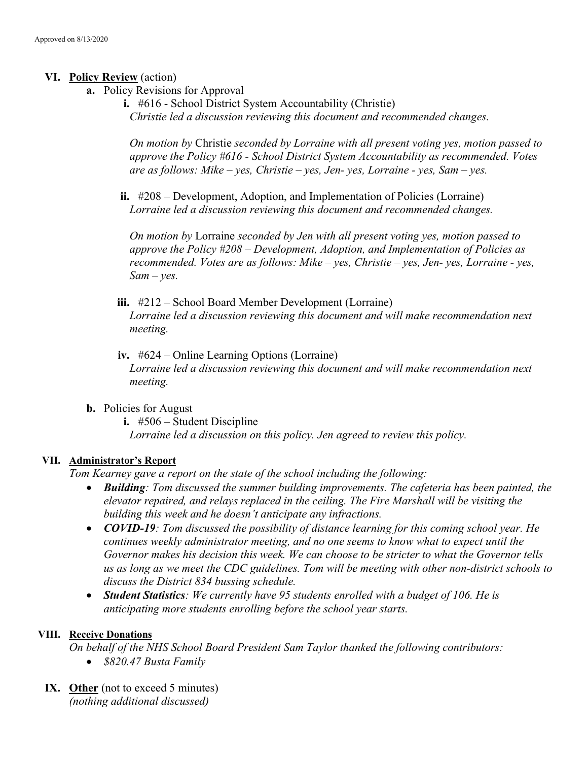Approved on 8/13/2020

## VI. **Policy Review** (action)

**a.** Policy Revisions for Approval

**i.** #616 - School District System Accountability (Christie)
*Christie led a discussion reviewing this document and recommended changes.*

*On motion by* Christie *seconded by Lorraine with all present voting yes, motion passed to approve the Policy #616 - School District System Accountability as recommended. Votes are as follows: Mike – yes, Christie – yes, Jen- yes, Lorraine - yes, Sam – yes.*

**ii.** #208 – Development, Adoption, and Implementation of Policies (Lorraine)
*Lorraine led a discussion reviewing this document and recommended changes.*

*On motion by* Lorraine *seconded by Jen with all present voting yes, motion passed to approve the Policy #208 – Development, Adoption, and Implementation of Policies as recommended. Votes are as follows: Mike – yes, Christie – yes, Jen- yes, Lorraine - yes, Sam – yes.*

**iii.** #212 – School Board Member Development (Lorraine)
*Lorraine led a discussion reviewing this document and will make recommendation next meeting.*

**iv.** #624 – Online Learning Options (Lorraine)
*Lorraine led a discussion reviewing this document and will make recommendation next meeting.*

**b.** Policies for August

**i.** #506 – Student Discipline
*Lorraine led a discussion on this policy. Jen agreed to review this policy.*

## VII. **Administrator's Report**

*Tom Kearney gave a report on the state of the school including the following:*

- ***Building****: Tom discussed the summer building improvements. The cafeteria has been painted, the elevator repaired, and relays replaced in the ceiling. The Fire Marshall will be visiting the building this week and he doesn't anticipate any infractions.*
- ***COVID-19****: Tom discussed the possibility of distance learning for this coming school year. He continues weekly administrator meeting, and no one seems to know what to expect until the Governor makes his decision this week. We can choose to be stricter to what the Governor tells us as long as we meet the CDC guidelines. Tom will be meeting with other non-district schools to discuss the District 834 bussing schedule.*
- ***Student Statistics****: We currently have 95 students enrolled with a budget of 106. He is anticipating more students enrolling before the school year starts.*

## VIII. **Receive Donations**

*On behalf of the NHS School Board President Sam Taylor thanked the following contributors:*

- *$820.47 Busta Family*

## IX. **Other** (not to exceed 5 minutes)

*(nothing additional discussed)*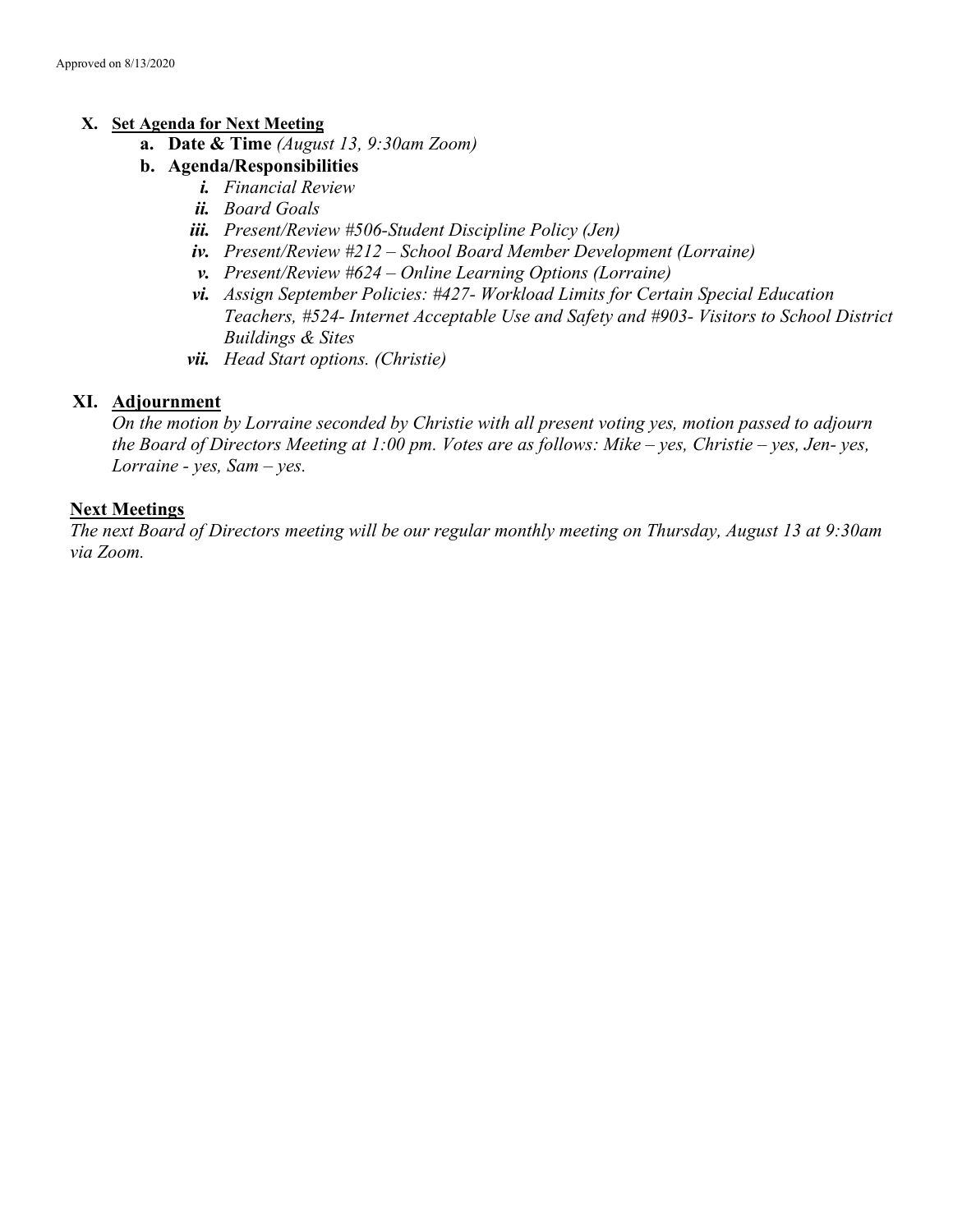Approved on 8/13/2020

- **X. Set Agenda for Next Meeting**
  - **a. Date & Time** *(August 13, 9:30am Zoom)*
  - **b. Agenda/Responsibilities**
    - ***i.*** *Financial Review*
    - ***ii.*** *Board Goals*
    - ***iii.*** *Present/Review #506-Student Discipline Policy (Jen)*
    - ***iv.*** *Present/Review #212 – School Board Member Development (Lorraine)*
    - ***v.*** *Present/Review #624 – Online Learning Options (Lorraine)*
    - ***vi.*** *Assign September Policies: #427- Workload Limits for Certain Special Education Teachers, #524- Internet Acceptable Use and Safety and #903- Visitors to School District Buildings & Sites*
    - ***vii.*** *Head Start options. (Christie)*

- **XI. Adjournment**

  *On the motion by Lorraine seconded by Christie with all present voting yes, motion passed to adjourn the Board of Directors Meeting at 1:00 pm. Votes are as follows: Mike – yes, Christie – yes, Jen- yes, Lorraine - yes, Sam – yes.*

**Next Meetings**

*The next Board of Directors meeting will be our regular monthly meeting on Thursday, August 13 at 9:30am via Zoom.*